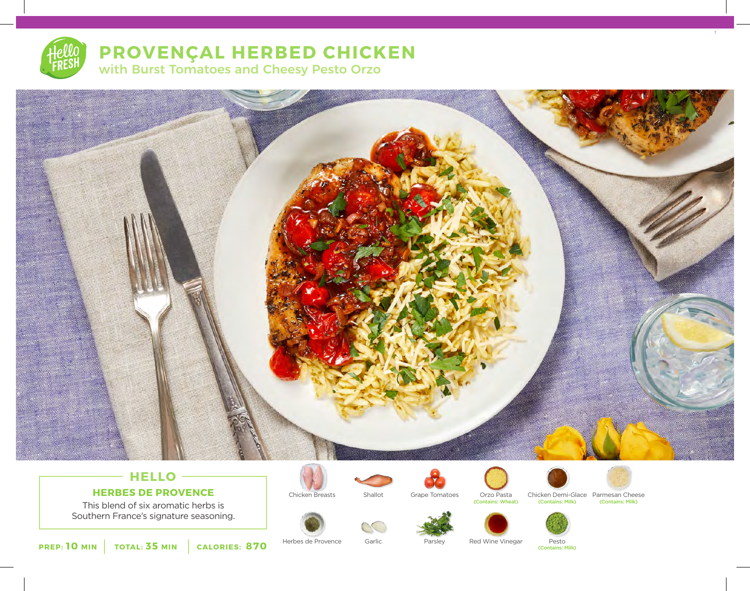# PROVENÇAL HERBED CHICKEN

## with Burst Tomatoes and Cheesy Pesto Orzo

### HELLO

**HERBES DE PROVENCE**

This blend of six aromatic herbs is Southern France's signature seasoning.

**PREP: 10 MIN** | **TOTAL: 35 MIN** | **CALORIES: 870**

- Chicken Breasts
- Shallot
- Grape Tomatoes
- Orzo Pasta (Contains: Wheat)
- Chicken Demi-Glace (Contains: Milk)
- Parmesan Cheese (Contains: Milk)
- Herbes de Provence
- Garlic
- Parsley
- Red Wine Vinegar
- Pesto (Contains: Milk)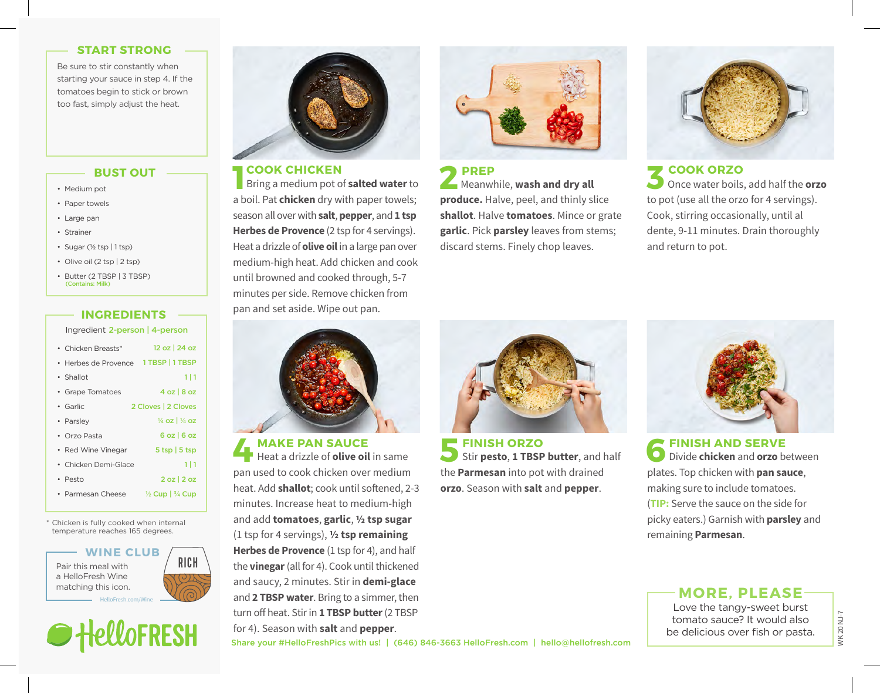## START STRONG

Be sure to stir constantly when starting your sauce in step 4. If the tomatoes begin to stick or brown too fast, simply adjust the heat.

## BUST OUT

- Medium pot
- Paper towels
- Large pan
- Strainer
- Sugar (½ tsp | 1 tsp)
- Olive oil (2 tsp | 2 tsp)
- Butter (2 TBSP | 3 TBSP) (Contains: Milk)

## INGREDIENTS

| Ingredient | 2-person \| 4-person |
|---|---|
| Chicken Breasts* | 12 oz \| 24 oz |
| Herbes de Provence | 1 TBSP \| 1 TBSP |
| Shallot | 1 \| 1 |
| Grape Tomatoes | 4 oz \| 8 oz |
| Garlic | 2 Cloves \| 2 Cloves |
| Parsley | ¼ oz \| ¼ oz |
| Orzo Pasta | 6 oz \| 6 oz |
| Red Wine Vinegar | 5 tsp \| 5 tsp |
| Chicken Demi-Glace | 1 \| 1 |
| Pesto | 2 oz \| 2 oz |
| Parmesan Cheese | ½ Cup \| ¾ Cup |

\* Chicken is fully cooked when internal temperature reaches 165 degrees.

## WINE CLUB

Pair this meal with a HelloFresh Wine matching this icon.

RICH

HelloFresh.com/Wine

HelloFRESH

## 1 COOK CHICKEN

Bring a medium pot of **salted water** to a boil. Pat **chicken** dry with paper towels; season all over with **salt**, **pepper**, and **1 tsp Herbes de Provence** (2 tsp for 4 servings). Heat a drizzle of **olive oil** in a large pan over medium-high heat. Add chicken and cook until browned and cooked through, 5-7 minutes per side. Remove chicken from pan and set aside. Wipe out pan.

## 2 PREP

Meanwhile, **wash and dry all produce.** Halve, peel, and thinly slice **shallot**. Halve **tomatoes**. Mince or grate **garlic**. Pick **parsley** leaves from stems; discard stems. Finely chop leaves.

## 3 COOK ORZO

Once water boils, add half the **orzo** to pot (use all the orzo for 4 servings). Cook, stirring occasionally, until al dente, 9-11 minutes. Drain thoroughly and return to pot.

## 4 MAKE PAN SAUCE

Heat a drizzle of **olive oil** in same pan used to cook chicken over medium heat. Add **shallot**; cook until softened, 2-3 minutes. Increase heat to medium-high and add **tomatoes**, **garlic**, **½ tsp sugar** (1 tsp for 4 servings), **½ tsp remaining Herbes de Provence** (1 tsp for 4), and half the **vinegar** (all for 4). Cook until thickened and saucy, 2 minutes. Stir in **demi-glace** and **2 TBSP water**. Bring to a simmer, then turn off heat. Stir in **1 TBSP butter** (2 TBSP for 4). Season with **salt** and **pepper**.

## 5 FINISH ORZO

Stir **pesto**, **1 TBSP butter**, and half the **Parmesan** into pot with drained **orzo**. Season with **salt** and **pepper**.

## 6 FINISH AND SERVE

Divide **chicken** and **orzo** between plates. Top chicken with **pan sauce**, making sure to include tomatoes. (**TIP:** Serve the sauce on the side for picky eaters.) Garnish with **parsley** and remaining **Parmesan**.

## MORE, PLEASE

Love the tangy-sweet burst tomato sauce? It would also be delicious over fish or pasta.

WK 20 NJ-7

Share your #HelloFreshPics with us! | (646) 846-3663 HelloFresh.com | hello@hellofresh.com